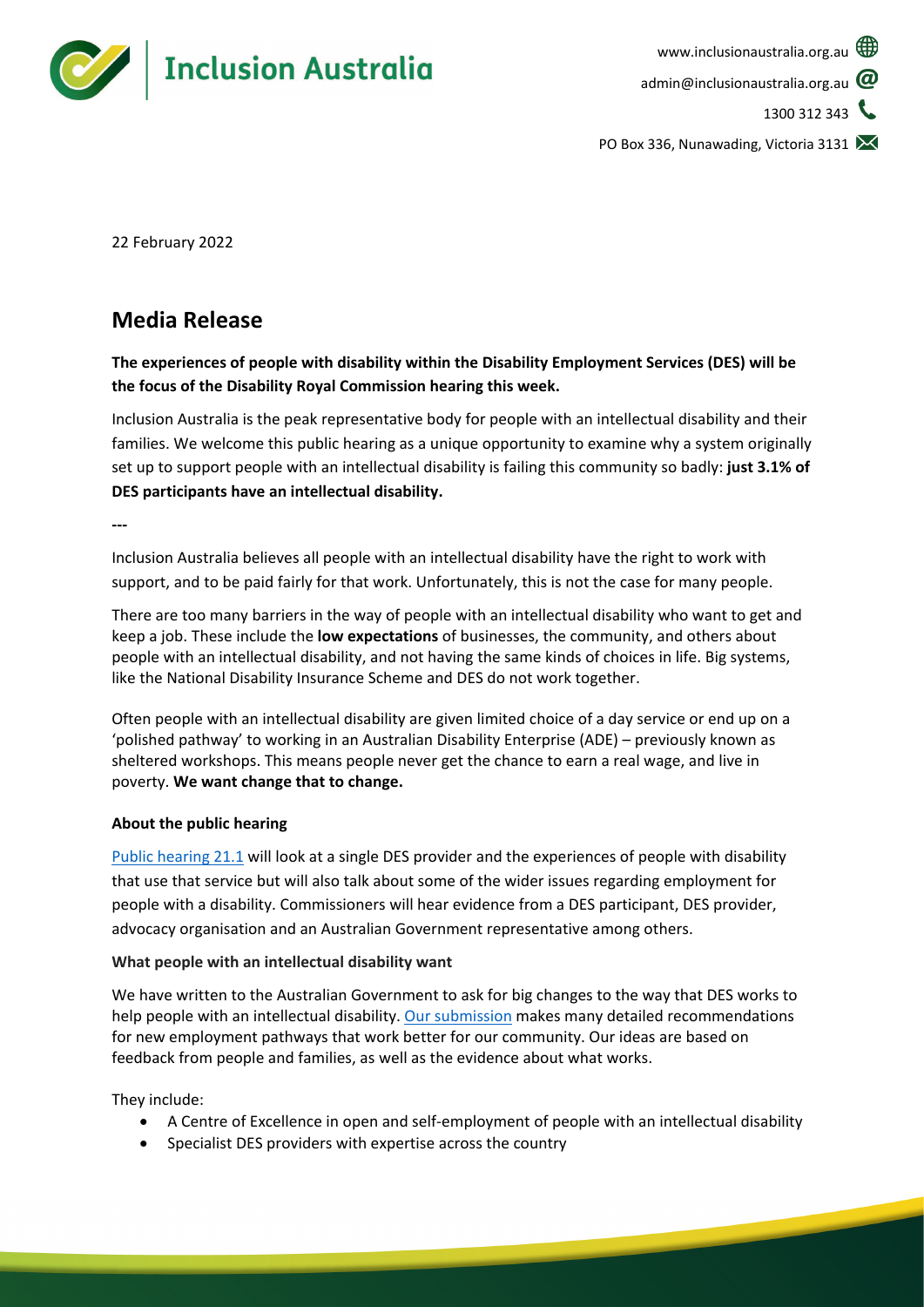Inclusion Australia

www.inclusionaustralia.org.au
admin@inclusionaustralia.org.au
1300 312 343
PO Box 336, Nunawading, Victoria 3131

22 February 2022

# Media Release

**The experiences of people with disability within the Disability Employment Services (DES) will be the focus of the Disability Royal Commission hearing this week.**

Inclusion Australia is the peak representative body for people with an intellectual disability and their families. We welcome this public hearing as a unique opportunity to examine why a system originally set up to support people with an intellectual disability is failing this community so badly: **just 3.1% of DES participants have an intellectual disability.**

---

Inclusion Australia believes all people with an intellectual disability have the right to work with support, and to be paid fairly for that work. Unfortunately, this is not the case for many people.

There are too many barriers in the way of people with an intellectual disability who want to get and keep a job. These include the **low expectations** of businesses, the community, and others about people with an intellectual disability, and not having the same kinds of choices in life. Big systems, like the National Disability Insurance Scheme and DES do not work together.

Often people with an intellectual disability are given limited choice of a day service or end up on a 'polished pathway' to working in an Australian Disability Enterprise (ADE) – previously known as sheltered workshops. This means people never get the chance to earn a real wage, and live in poverty. **We want change that to change.**

**About the public hearing**

Public hearing 21.1 will look at a single DES provider and the experiences of people with disability that use that service but will also talk about some of the wider issues regarding employment for people with a disability. Commissioners will hear evidence from a DES participant, DES provider, advocacy organisation and an Australian Government representative among others.

**What people with an intellectual disability want**

We have written to the Australian Government to ask for big changes to the way that DES works to help people with an intellectual disability. Our submission makes many detailed recommendations for new employment pathways that work better for our community. Our ideas are based on feedback from people and families, as well as the evidence about what works.

They include:

- A Centre of Excellence in open and self-employment of people with an intellectual disability
- Specialist DES providers with expertise across the country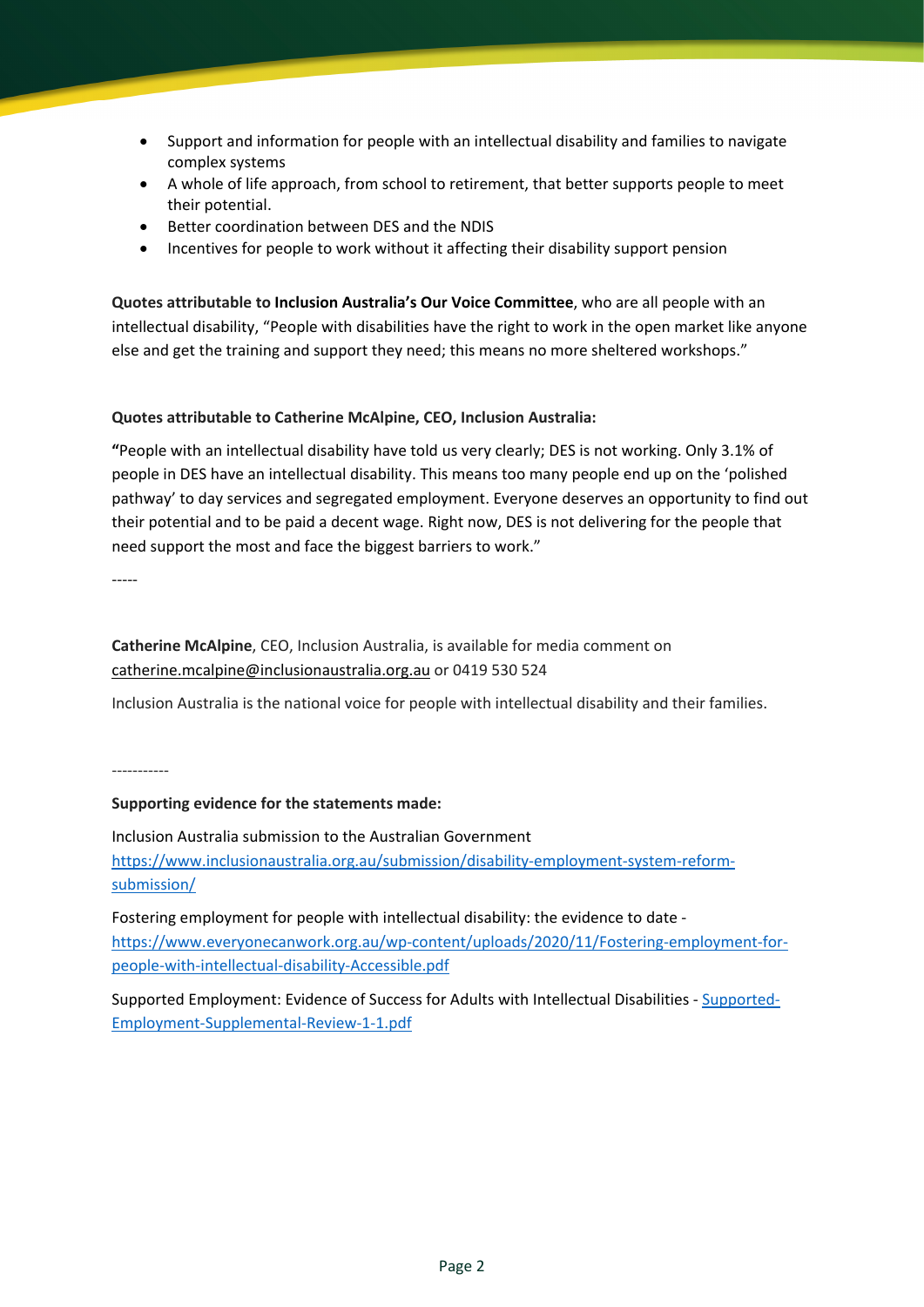- Support and information for people with an intellectual disability and families to navigate complex systems
- A whole of life approach, from school to retirement, that better supports people to meet their potential.
- Better coordination between DES and the NDIS
- Incentives for people to work without it affecting their disability support pension

**Quotes attributable to Inclusion Australia's Our Voice Committee**, who are all people with an intellectual disability, "People with disabilities have the right to work in the open market like anyone else and get the training and support they need; this means no more sheltered workshops."

**Quotes attributable to Catherine McAlpine, CEO, Inclusion Australia:**

**"**People with an intellectual disability have told us very clearly; DES is not working. Only 3.1% of people in DES have an intellectual disability. This means too many people end up on the 'polished pathway' to day services and segregated employment. Everyone deserves an opportunity to find out their potential and to be paid a decent wage. Right now, DES is not delivering for the people that need support the most and face the biggest barriers to work."

-----

**Catherine McAlpine**, CEO, Inclusion Australia, is available for media comment on catherine.mcalpine@inclusionaustralia.org.au or 0419 530 524

Inclusion Australia is the national voice for people with intellectual disability and their families.

-----------

**Supporting evidence for the statements made:**

Inclusion Australia submission to the Australian Government https://www.inclusionaustralia.org.au/submission/disability-employment-system-reform-submission/

Fostering employment for people with intellectual disability: the evidence to date - https://www.everyonecanwork.org.au/wp-content/uploads/2020/11/Fostering-employment-for-people-with-intellectual-disability-Accessible.pdf

Supported Employment: Evidence of Success for Adults with Intellectual Disabilities - Supported-Employment-Supplemental-Review-1-1.pdf